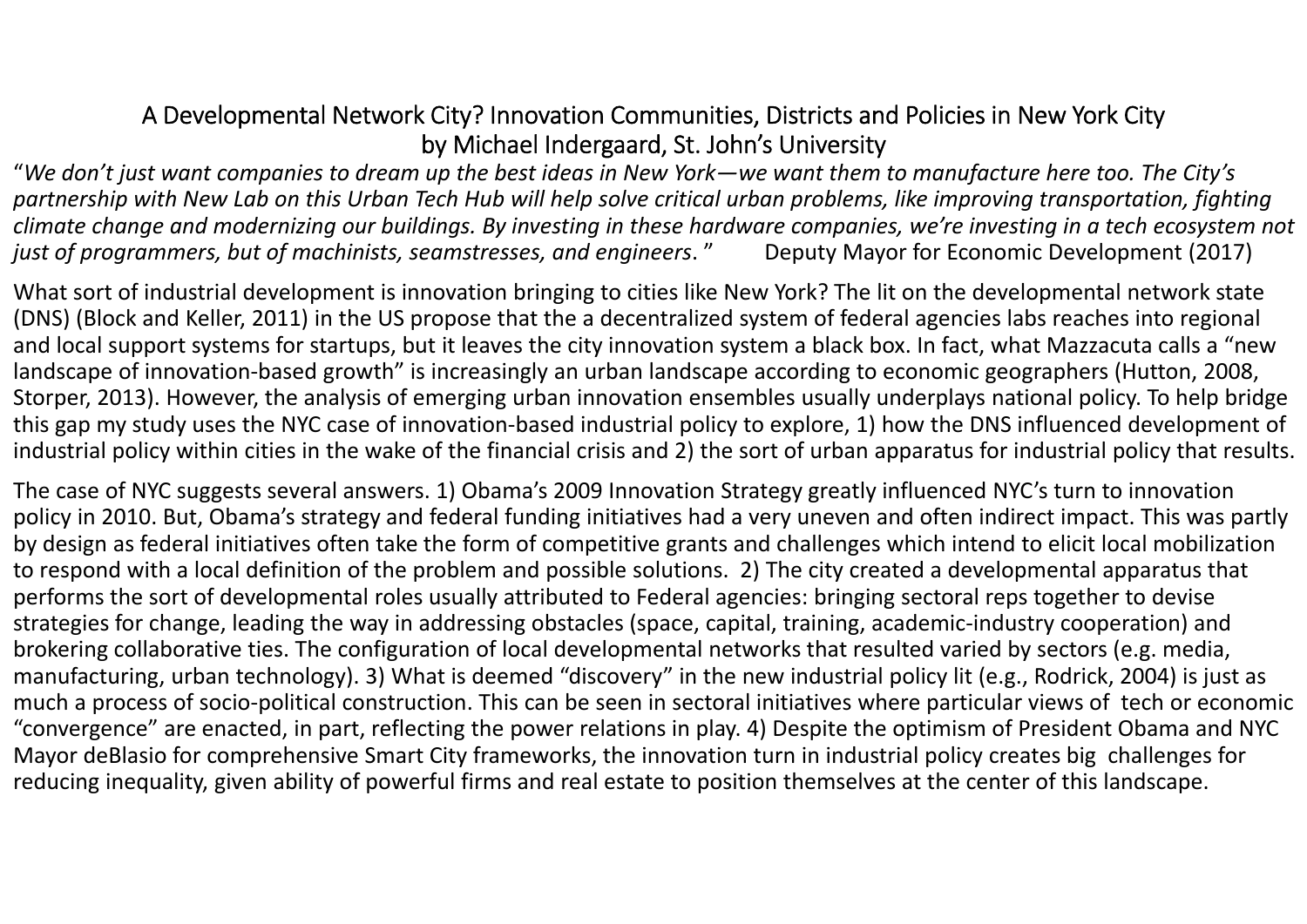# A Developmental Network City? Innovation Communities, Districts and Policies in New York City

by Michael Indergaard, St. John's University

"*We don't just want companies to dream up the best ideas in New York—we want them to manufacture here too. The City's partnership with New Lab on this Urban Tech Hub will help solve critical urban problems, like improving transportation, fighting climate change and modernizing our buildings. By investing in these hardware companies, we're investing in a tech ecosystem not just of programmers, but of machinists, seamstresses, and engineers*." Deputy Mayor for Economic Development (2017)

What sort of industrial development is innovation bringing to cities like New York? The lit on the developmental network state (DNS) (Block and Keller, 2011) in the US propose that the a decentralized system of federal agencies labs reaches into regional and local support systems for startups, but it leaves the city innovation system a black box. In fact, what Mazzacuta calls a "new landscape of innovation-based growth" is increasingly an urban landscape according to economic geographers (Hutton, 2008, Storper, 2013). However, the analysis of emerging urban innovation ensembles usually underplays national policy. To help bridge this gap my study uses the NYC case of innovation-based industrial policy to explore, 1) how the DNS influenced development of industrial policy within cities in the wake of the financial crisis and 2) the sort of urban apparatus for industrial policy that results.

The case of NYC suggests several answers. 1) Obama's 2009 Innovation Strategy greatly influenced NYC's turn to innovation policy in 2010. But, Obama's strategy and federal funding initiatives had a very uneven and often indirect impact. This was partly by design as federal initiatives often take the form of competitive grants and challenges which intend to elicit local mobilization to respond with a local definition of the problem and possible solutions. 2) The city created a developmental apparatus that performs the sort of developmental roles usually attributed to Federal agencies: bringing sectoral reps together to devise strategies for change, leading the way in addressing obstacles (space, capital, training, academic-industry cooperation) and brokering collaborative ties. The configuration of local developmental networks that resulted varied by sectors (e.g. media, manufacturing, urban technology). 3) What is deemed "discovery" in the new industrial policy lit (e.g., Rodrick, 2004) is just as much a process of socio-political construction. This can be seen in sectoral initiatives where particular views of tech or economic "convergence" are enacted, in part, reflecting the power relations in play. 4) Despite the optimism of President Obama and NYC Mayor deBlasio for comprehensive Smart City frameworks, the innovation turn in industrial policy creates big challenges for reducing inequality, given ability of powerful firms and real estate to position themselves at the center of this landscape.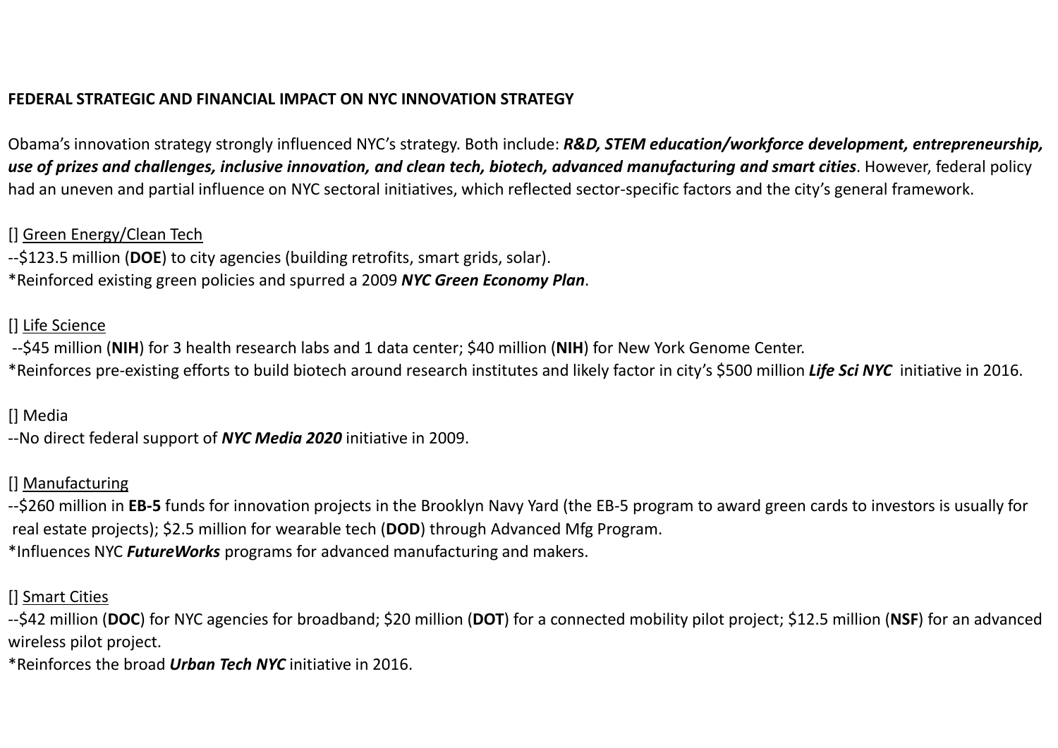**FEDERAL STRATEGIC AND FINANCIAL IMPACT ON NYC INNOVATION STRATEGY**

Obama's innovation strategy strongly influenced NYC's strategy. Both include: ***R&D, STEM education/workforce development, entrepreneurship, use of prizes and challenges, inclusive innovation, and clean tech, biotech, advanced manufacturing and smart cities***. However, federal policy had an uneven and partial influence on NYC sectoral initiatives, which reflected sector-specific factors and the city's general framework.

[] <u>Green Energy/Clean Tech</u>

--$123.5 million (**DOE**) to city agencies (building retrofits, smart grids, solar).

*Reinforced existing green policies and spurred a 2009 ***NYC Green Economy Plan***.

[] <u>Life Science</u>

--$45 million (**NIH**) for 3 health research labs and 1 data center; $40 million (**NIH**) for New York Genome Center.

*Reinforces pre-existing efforts to build biotech around research institutes and likely factor in city's $500 million ***Life Sci NYC*** initiative in 2016.

[] Media

--No direct federal support of ***NYC Media 2020*** initiative in 2009.

[] <u>Manufacturing</u>

--$260 million in **EB-5** funds for innovation projects in the Brooklyn Navy Yard (the EB-5 program to award green cards to investors is usually for real estate projects); $2.5 million for wearable tech (**DOD**) through Advanced Mfg Program.

*Influences NYC ***FutureWorks*** programs for advanced manufacturing and makers.

[] <u>Smart Cities</u>

--$42 million (**DOC**) for NYC agencies for broadband; $20 million (**DOT**) for a connected mobility pilot project; $12.5 million (**NSF**) for an advanced wireless pilot project.

*Reinforces the broad ***Urban Tech NYC*** initiative in 2016.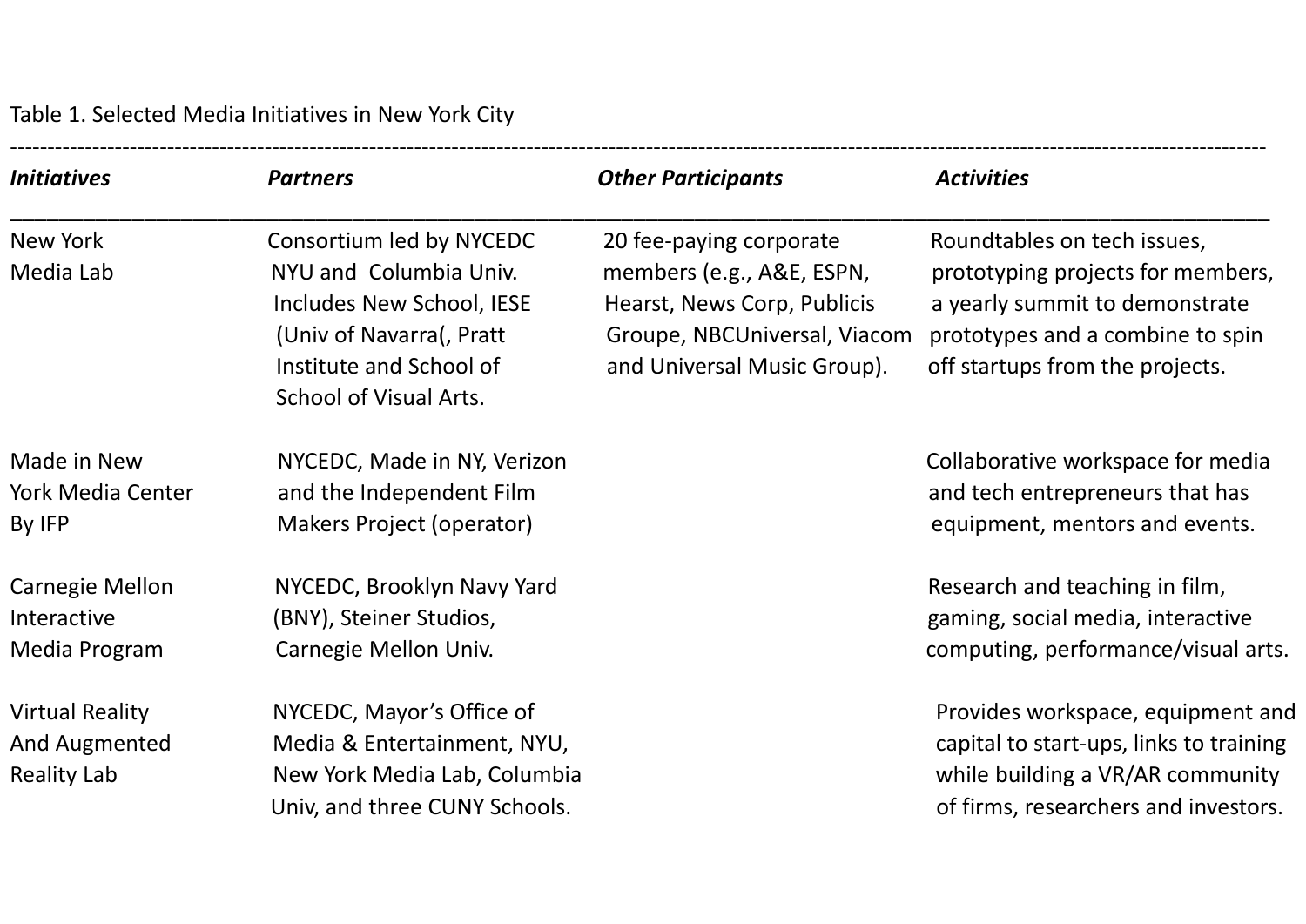Table 1. Selected Media Initiatives in New York City

| *Initiatives* | *Partners* | *Other Participants* | *Activities* |
| --- | --- | --- | --- |
| New York Media Lab | Consortium led by NYCEDC NYU and Columbia Univ. Includes New School, IESE (Univ of Navarra(, Pratt Institute and School of School of Visual Arts. | 20 fee-paying corporate members (e.g., A&E, ESPN, Hearst, News Corp, Publicis Groupe, NBCUniversal, Viacom and Universal Music Group). | Roundtables on tech issues, prototyping projects for members, a yearly summit to demonstrate prototypes and a combine to spin off startups from the projects. |
| Made in New York Media Center By IFP | NYCEDC, Made in NY, Verizon and the Independent Film Makers Project (operator) | | Collaborative workspace for media and tech entrepreneurs that has equipment, mentors and events. |
| Carnegie Mellon Interactive Media Program | NYCEDC, Brooklyn Navy Yard (BNY), Steiner Studios, Carnegie Mellon Univ. | | Research and teaching in film, gaming, social media, interactive computing, performance/visual arts. |
| Virtual Reality And Augmented Reality Lab | NYCEDC, Mayor's Office of Media & Entertainment, NYU, New York Media Lab, Columbia Univ, and three CUNY Schools. | | Provides workspace, equipment and capital to start-ups, links to training while building a VR/AR community of firms, researchers and investors. |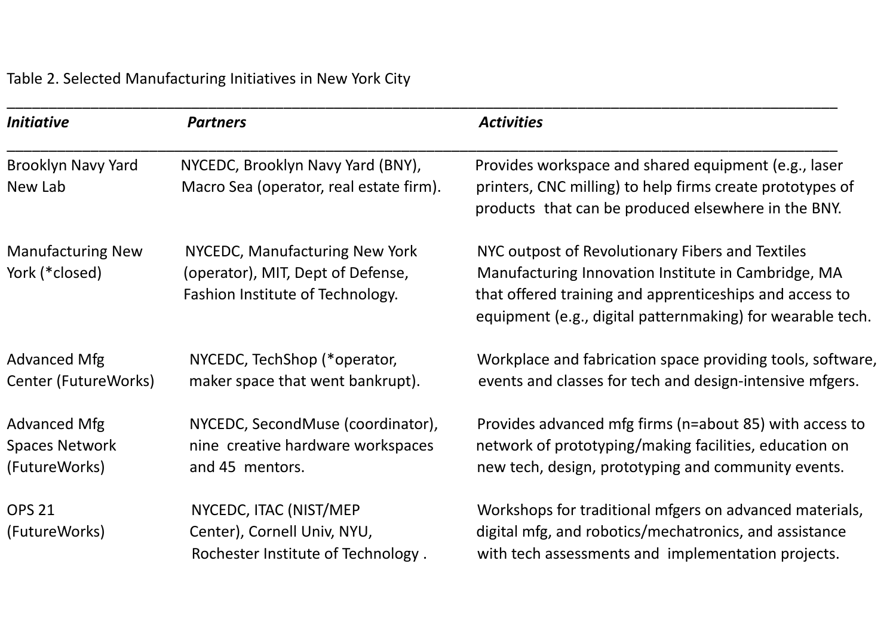Table 2. Selected Manufacturing Initiatives in New York City

| *Initiative* | *Partners* | *Activities* |
|---|---|---|
| Brooklyn Navy Yard New Lab | NYCEDC, Brooklyn Navy Yard (BNY), Macro Sea (operator, real estate firm). | Provides workspace and shared equipment (e.g., laser printers, CNC milling) to help firms create prototypes of products that can be produced elsewhere in the BNY. |
| Manufacturing New York (*closed) | NYCEDC, Manufacturing New York (operator), MIT, Dept of Defense, Fashion Institute of Technology. | NYC outpost of Revolutionary Fibers and Textiles Manufacturing Innovation Institute in Cambridge, MA that offered training and apprenticeships and access to equipment (e.g., digital patternmaking) for wearable tech. |
| Advanced Mfg Center (FutureWorks) | NYCEDC, TechShop (*operator, maker space that went bankrupt). | Workplace and fabrication space providing tools, software, events and classes for tech and design-intensive mfgers. |
| Advanced Mfg Spaces Network (FutureWorks) | NYCEDC, SecondMuse (coordinator), nine creative hardware workspaces and 45 mentors. | Provides advanced mfg firms (n=about 85) with access to network of prototyping/making facilities, education on new tech, design, prototyping and community events. |
| OPS 21 (FutureWorks) | NYCEDC, ITAC (NIST/MEP Center), Cornell Univ, NYU, Rochester Institute of Technology . | Workshops for traditional mfgers on advanced materials, digital mfg, and robotics/mechatronics, and assistance with tech assessments and implementation projects. |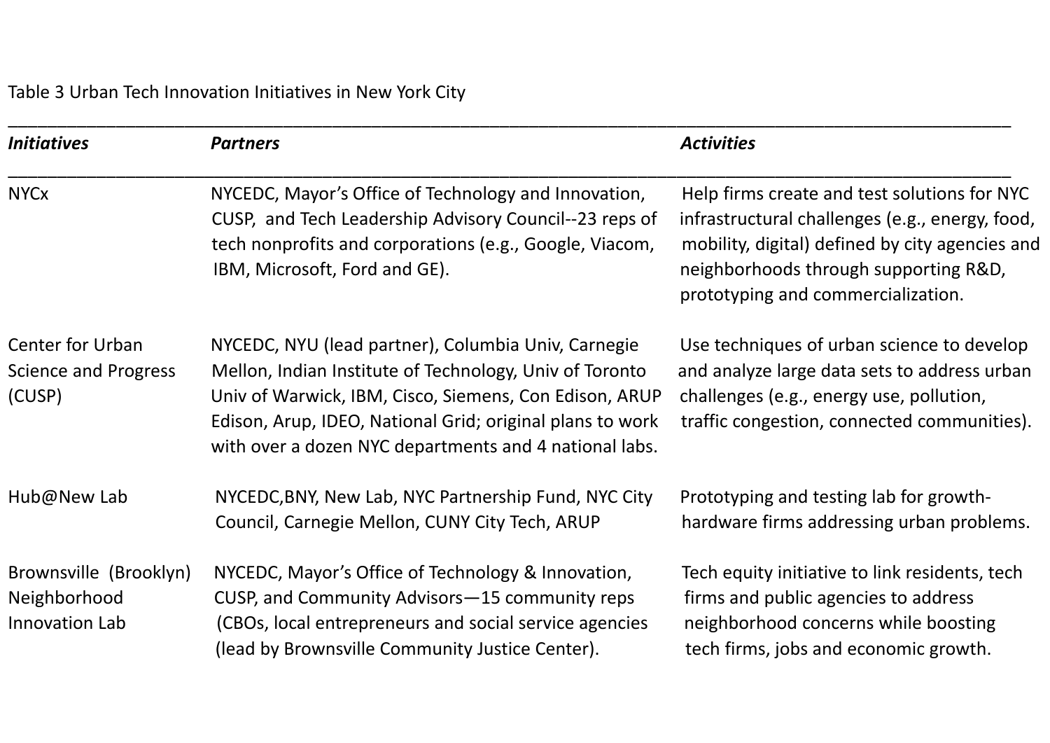Table 3 Urban Tech Innovation Initiatives in New York City

| *Initiatives* | *Partners* | *Activities* |
|---|---|---|
| NYCx | NYCEDC, Mayor's Office of Technology and Innovation, CUSP, and Tech Leadership Advisory Council--23 reps of tech nonprofits and corporations (e.g., Google, Viacom, IBM, Microsoft, Ford and GE). | Help firms create and test solutions for NYC infrastructural challenges (e.g., energy, food, mobility, digital) defined by city agencies and neighborhoods through supporting R&D, prototyping and commercialization. |
| Center for Urban Science and Progress (CUSP) | NYCEDC, NYU (lead partner), Columbia Univ, Carnegie Mellon, Indian Institute of Technology, Univ of Toronto Univ of Warwick, IBM, Cisco, Siemens, Con Edison, ARUP Edison, Arup, IDEO, National Grid; original plans to work with over a dozen NYC departments and 4 national labs. | Use techniques of urban science to develop and analyze large data sets to address urban challenges (e.g., energy use, pollution, traffic congestion, connected communities). |
| Hub@New Lab | NYCEDC,BNY, New Lab, NYC Partnership Fund, NYC City Council, Carnegie Mellon, CUNY City Tech, ARUP | Prototyping and testing lab for growth-hardware firms addressing urban problems. |
| Brownsville (Brooklyn) Neighborhood Innovation Lab | NYCEDC, Mayor's Office of Technology & Innovation, CUSP, and Community Advisors—15 community reps (CBOs, local entrepreneurs and social service agencies (lead by Brownsville Community Justice Center). | Tech equity initiative to link residents, tech firms and public agencies to address neighborhood concerns while boosting tech firms, jobs and economic growth. |